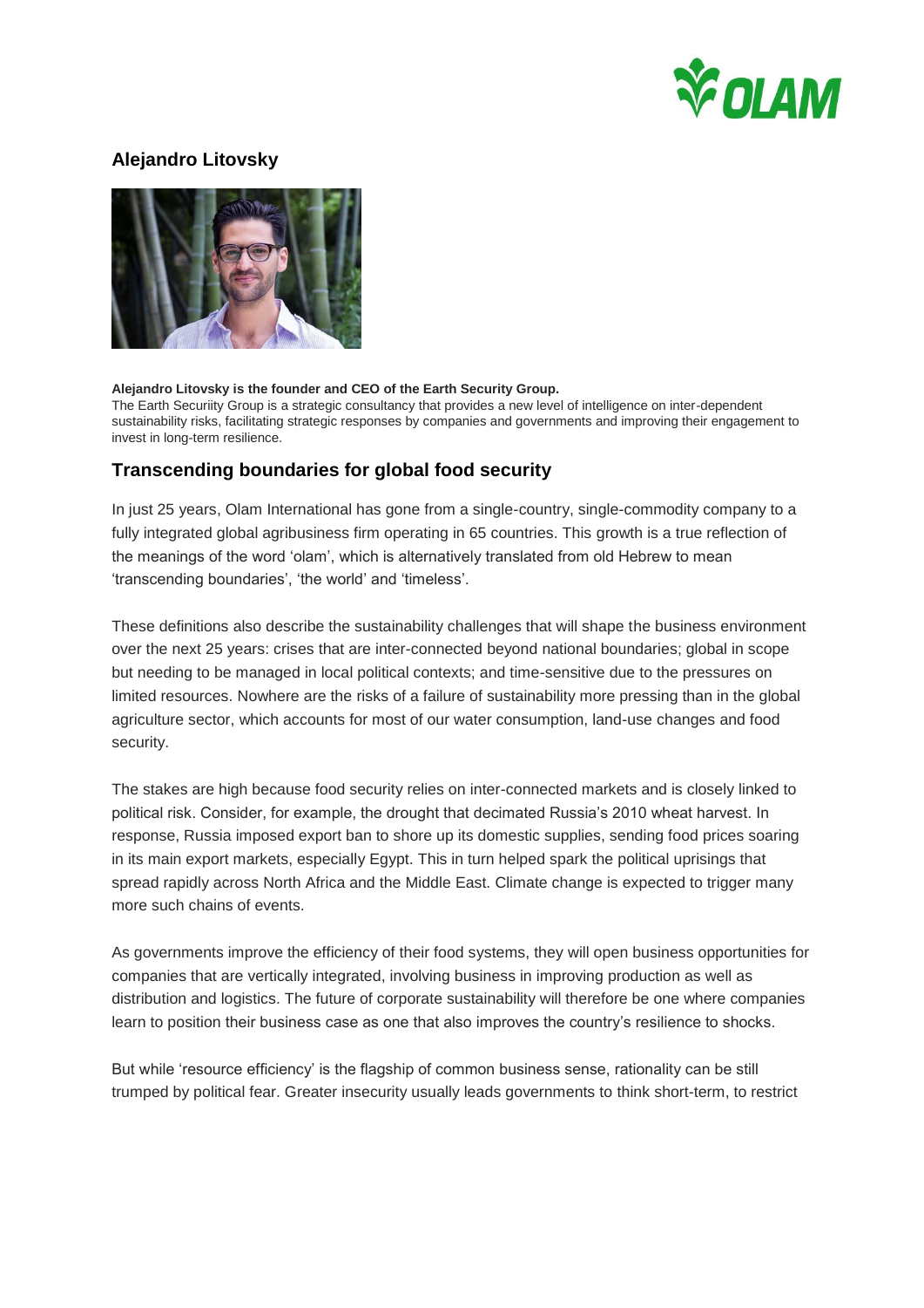## Alejandro Litovsky

**Alejandro Litovsky is the founder and CEO of the Earth Security Group.**
The Earth Security Group is a strategic consultancy that provides a new level of intelligence on inter-dependent sustainability risks, facilitating strategic responses by companies and governments and improving their engagement to invest in long-term resilience.

## Transcending boundaries for global food security

In just 25 years, Olam International has gone from a single-country, single-commodity company to a fully integrated global agribusiness firm operating in 65 countries. This growth is a true reflection of the meanings of the word 'olam', which is alternatively translated from old Hebrew to mean 'transcending boundaries', 'the world' and 'timeless'.

These definitions also describe the sustainability challenges that will shape the business environment over the next 25 years: crises that are inter-connected beyond national boundaries; global in scope but needing to be managed in local political contexts; and time-sensitive due to the pressures on limited resources. Nowhere are the risks of a failure of sustainability more pressing than in the global agriculture sector, which accounts for most of our water consumption, land-use changes and food security.

The stakes are high because food security relies on inter-connected markets and is closely linked to political risk. Consider, for example, the drought that decimated Russia's 2010 wheat harvest. In response, Russia imposed export ban to shore up its domestic supplies, sending food prices soaring in its main export markets, especially Egypt. This in turn helped spark the political uprisings that spread rapidly across North Africa and the Middle East. Climate change is expected to trigger many more such chains of events.

As governments improve the efficiency of their food systems, they will open business opportunities for companies that are vertically integrated, involving business in improving production as well as distribution and logistics. The future of corporate sustainability will therefore be one where companies learn to position their business case as one that also improves the country's resilience to shocks.

But while 'resource efficiency' is the flagship of common business sense, rationality can be still trumped by political fear. Greater insecurity usually leads governments to think short-term, to restrict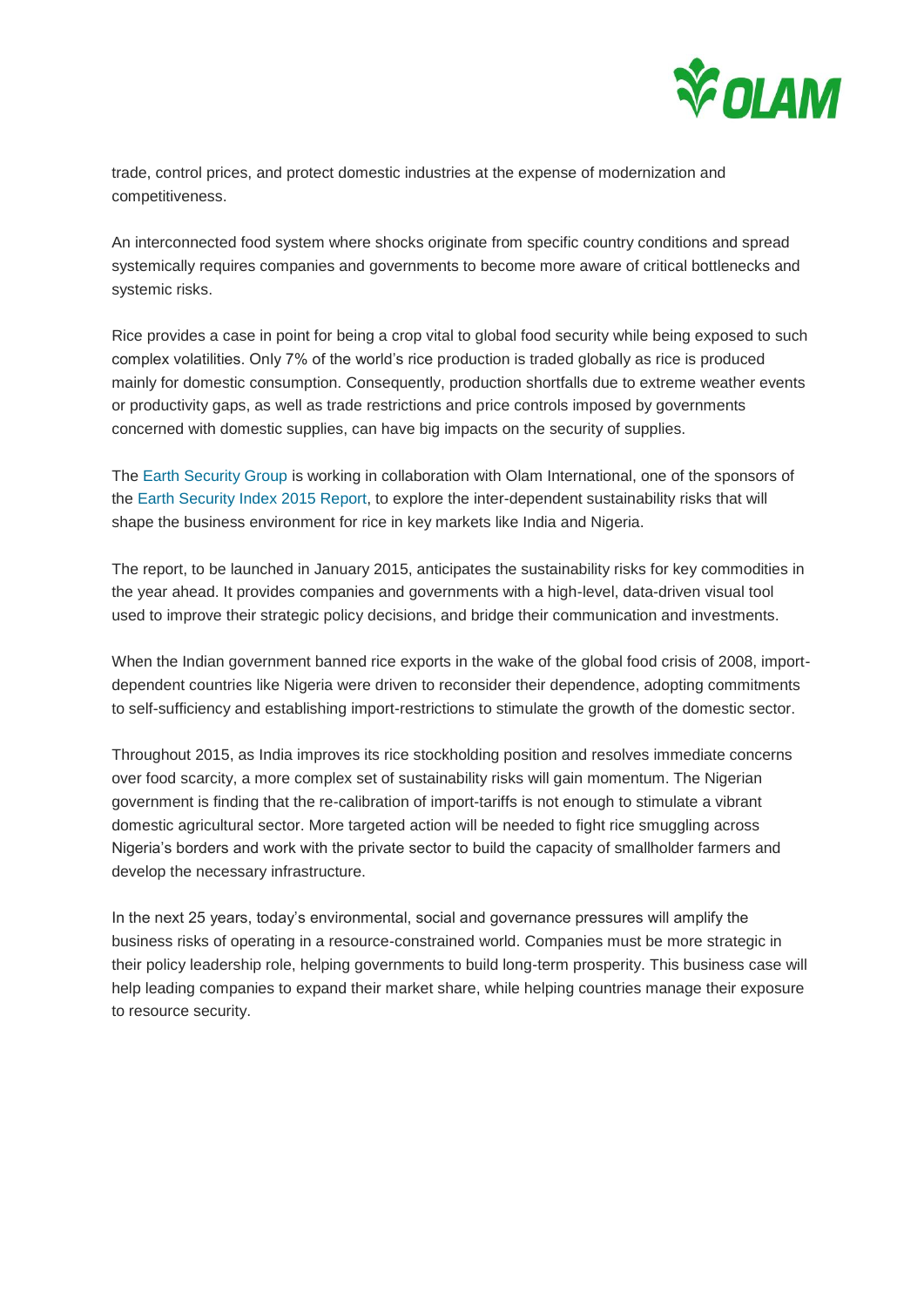trade, control prices, and protect domestic industries at the expense of modernization and competitiveness.

An interconnected food system where shocks originate from specific country conditions and spread systemically requires companies and governments to become more aware of critical bottlenecks and systemic risks.

Rice provides a case in point for being a crop vital to global food security while being exposed to such complex volatilities. Only 7% of the world's rice production is traded globally as rice is produced mainly for domestic consumption. Consequently, production shortfalls due to extreme weather events or productivity gaps, as well as trade restrictions and price controls imposed by governments concerned with domestic supplies, can have big impacts on the security of supplies.

The Earth Security Group is working in collaboration with Olam International, one of the sponsors of the Earth Security Index 2015 Report, to explore the inter-dependent sustainability risks that will shape the business environment for rice in key markets like India and Nigeria.

The report, to be launched in January 2015, anticipates the sustainability risks for key commodities in the year ahead. It provides companies and governments with a high-level, data-driven visual tool used to improve their strategic policy decisions, and bridge their communication and investments.

When the Indian government banned rice exports in the wake of the global food crisis of 2008, import-dependent countries like Nigeria were driven to reconsider their dependence, adopting commitments to self-sufficiency and establishing import-restrictions to stimulate the growth of the domestic sector.

Throughout 2015, as India improves its rice stockholding position and resolves immediate concerns over food scarcity, a more complex set of sustainability risks will gain momentum. The Nigerian government is finding that the re-calibration of import-tariffs is not enough to stimulate a vibrant domestic agricultural sector. More targeted action will be needed to fight rice smuggling across Nigeria's borders and work with the private sector to build the capacity of smallholder farmers and develop the necessary infrastructure.

In the next 25 years, today's environmental, social and governance pressures will amplify the business risks of operating in a resource-constrained world. Companies must be more strategic in their policy leadership role, helping governments to build long-term prosperity. This business case will help leading companies to expand their market share, while helping countries manage their exposure to resource security.